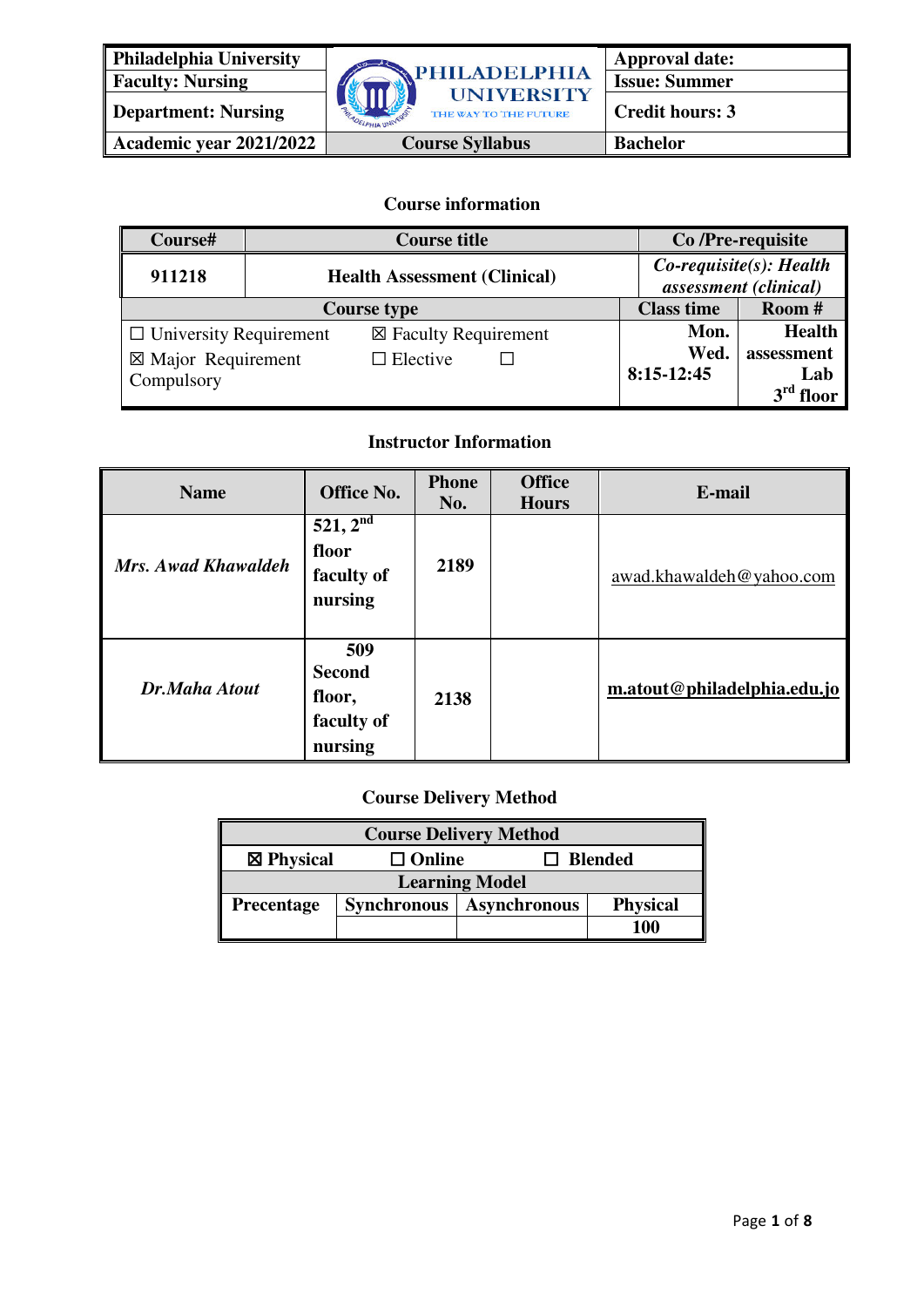| Philadelphia University | PHILADELPHIA UNIVERSITY THE WAY TO THE FUTURE | Approval date: |
|---|---|---|
| Faculty: Nursing | | Issue: Summer |
| Department: Nursing | | Credit hours: 3 |
| Academic year 2021/2022 | Course Syllabus | Bachelor |

## Course information

| Course# | Course title | Co /Pre-requisite | |
|---|---|---|---|
| 911218 | Health Assessment (Clinical) | *Co-requisite(s): Health assessment (clinical)* | |
| Course type | | Class time | Room # |
| ☐ University Requirement ☒ Major Requirement | ☒ Faculty Requirement ☐ Elective ☐ Compulsory | Mon. Wed. 8:15-12:45 | Health assessment Lab 3rd floor |

## Instructor Information

| Name | Office No. | Phone No. | Office Hours | E-mail |
|---|---|---|---|---|
| *Mrs. Awad Khawaldeh* | 521, 2nd floor faculty of nursing | 2189 | | awad.khawaldeh@yahoo.com |
| *Dr.Maha Atout* | 509 Second floor, faculty of nursing | 2138 | | m.atout@philadelphia.edu.jo |

## Course Delivery Method

| Course Delivery Method | | | |
|---|---|---|---|
| ☒ Physical | ☐ Online | ☐ Blended | |
| Learning Model | | | |
| Precentage | Synchronous | Asynchronous | Physical |
| | | | 100 |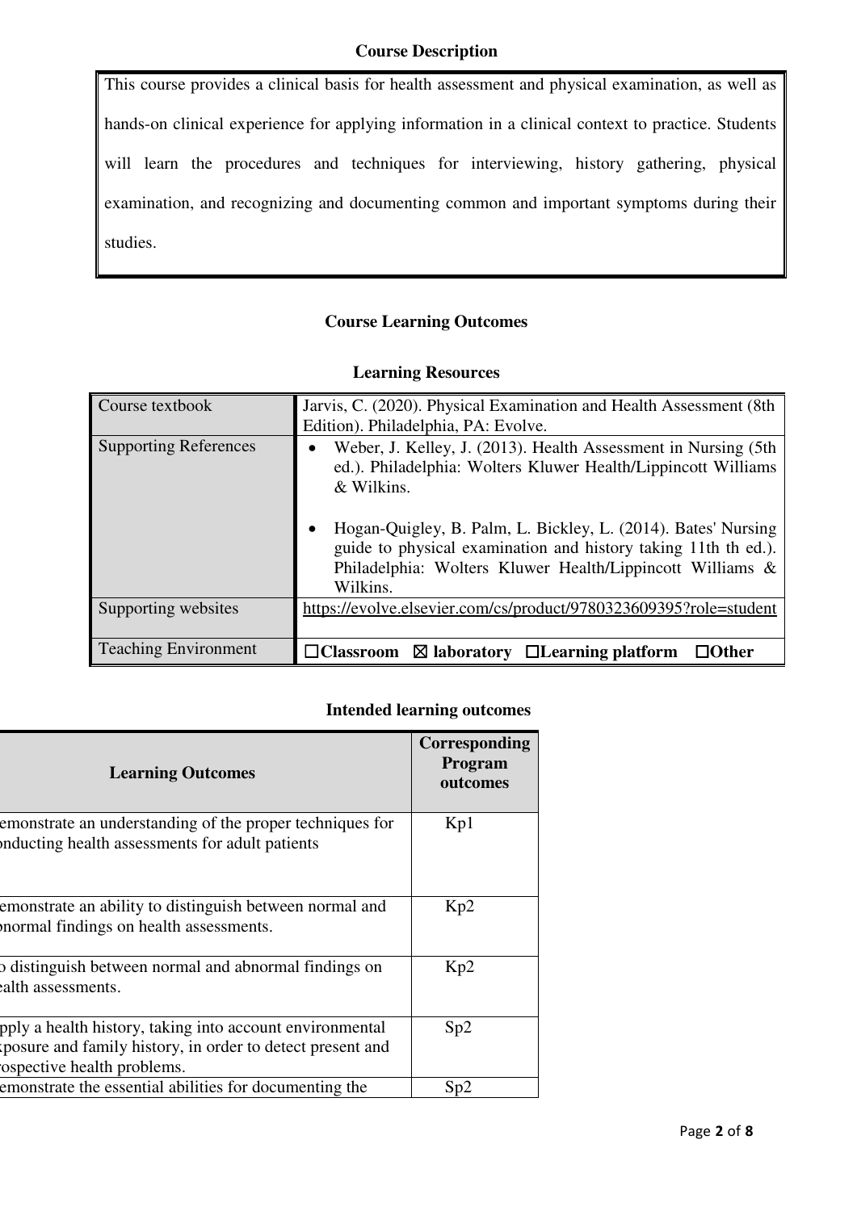## Course Description

This course provides a clinical basis for health assessment and physical examination, as well as hands-on clinical experience for applying information in a clinical context to practice. Students will learn the procedures and techniques for interviewing, history gathering, physical examination, and recognizing and documenting common and important symptoms during their studies.

## Course Learning Outcomes

### Learning Resources

| | |
|---|---|
| Course textbook | Jarvis, C. (2020). Physical Examination and Health Assessment (8th Edition). Philadelphia, PA: Evolve. |
| Supporting References | • Weber, J. Kelley, J. (2013). Health Assessment in Nursing (5th ed.). Philadelphia: Wolters Kluwer Health/Lippincott Williams & Wilkins.<br><br>• Hogan-Quigley, B. Palm, L. Bickley, L. (2014). Bates' Nursing guide to physical examination and history taking 11th th ed.). Philadelphia: Wolters Kluwer Health/Lippincott Williams & Wilkins. |
| Supporting websites | https://evolve.elsevier.com/cs/product/9780323609395?role=student |
| Teaching Environment | ☐**Classroom** ☒ **laboratory** ☐**Learning platform** ☐**Other** |

### Intended learning outcomes

| Learning Outcomes | Corresponding Program outcomes |
|---|---|
| emonstrate an understanding of the proper techniques for onducting health assessments for adult patients | Kp1 |
| emonstrate an ability to distinguish between normal and onormal findings on health assessments. | Kp2 |
| o distinguish between normal and abnormal findings on ealth assessments. | Kp2 |
| pply a health history, taking into account environmental xposure and family history, in order to detect present and rospective health problems. | Sp2 |
| emonstrate the essential abilities for documenting the | Sp2 |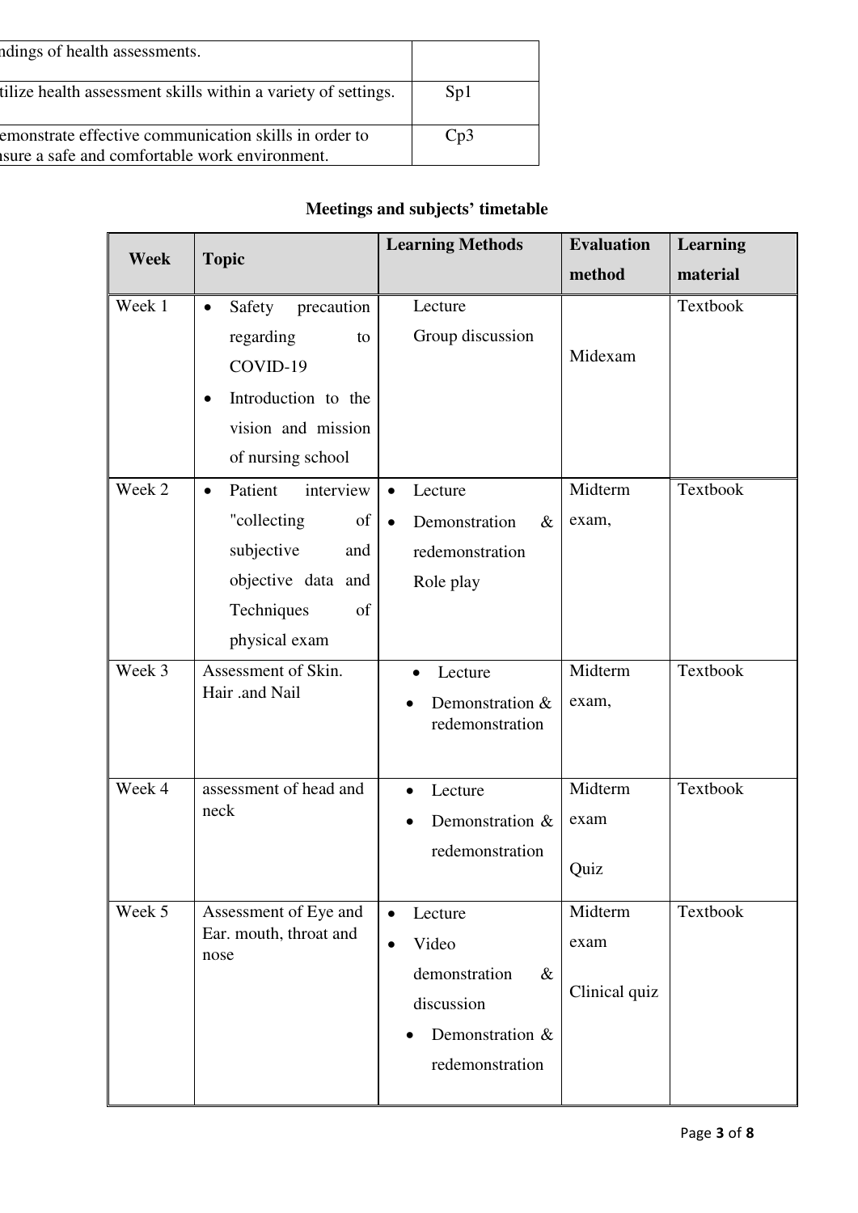| | |
|---|---|
| ndings of health assessments. | |
| tilize health assessment skills within a variety of settings. | Sp1 |
| emonstrate effective communication skills in order to nsure a safe and comfortable work environment. | Cp3 |

**Meetings and subjects' timetable**

| Week | Topic | Learning Methods | Evaluation method | Learning material |
|---|---|---|---|---|
| Week 1 | • Safety precaution regarding to COVID-19<br>• Introduction to the vision and mission of nursing school | Lecture<br>Group discussion | Midexam | Textbook |
| Week 2 | • Patient interview "collecting of subjective and objective data and Techniques of physical exam | • Lecture<br>• Demonstration & redemonstration<br>Role play | Midterm exam, | Textbook |
| Week 3 | Assessment of Skin. Hair .and Nail | • Lecture<br>• Demonstration & redemonstration | Midterm exam, | Textbook |
| Week 4 | assessment of head and neck | • Lecture<br>• Demonstration & redemonstration | Midterm exam<br>Quiz | Textbook |
| Week 5 | Assessment of Eye and Ear. mouth, throat and nose | • Lecture<br>• Video demonstration & discussion<br>• Demonstration & redemonstration | Midterm exam<br>Clinical quiz | Textbook |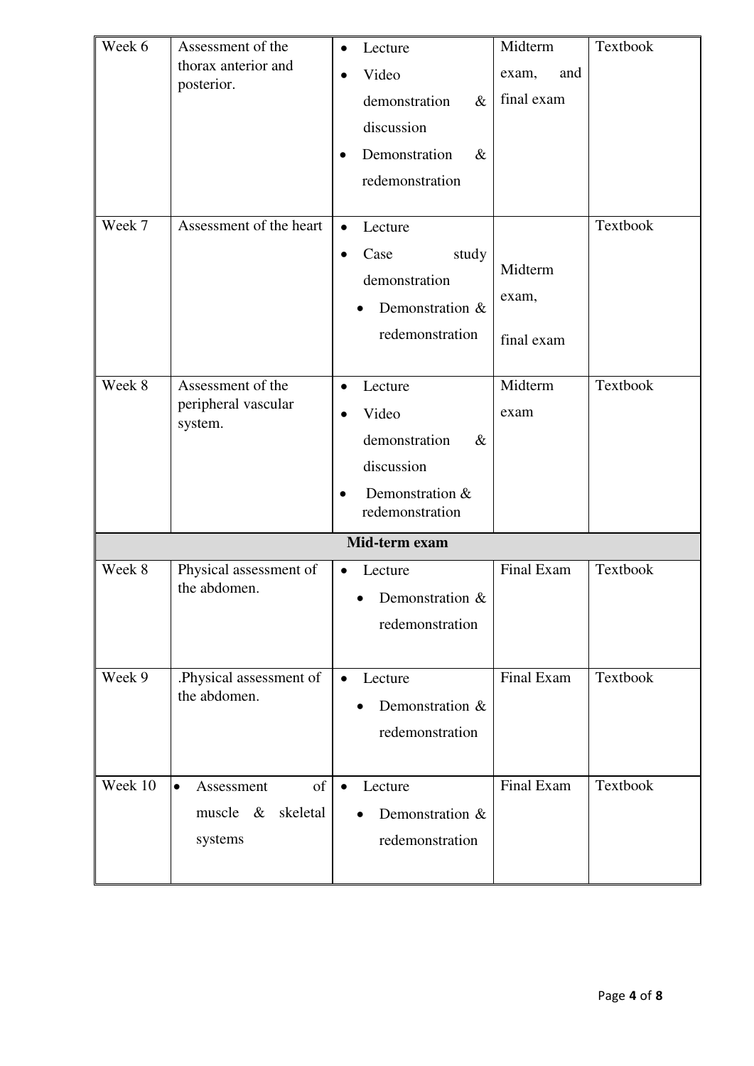| Week 6 | Assessment of the thorax anterior and posterior. | • Lecture<br>• Video demonstration & discussion<br>• Demonstration & redemonstration | Midterm exam, and final exam | Textbook |
|---|---|---|---|---|
| Week 7 | Assessment of the heart | • Lecture<br>• Case study demonstration<br>• Demonstration & redemonstration | Midterm exam,<br><br>final exam | Textbook |
| Week 8 | Assessment of the peripheral vascular system. | • Lecture<br>• Video demonstration & discussion<br>• Demonstration & redemonstration | Midterm exam | Textbook |
| | | **Mid-term exam** | | |
| Week 8 | Physical assessment of the abdomen. | • Lecture<br>• Demonstration & redemonstration | Final Exam | Textbook |
| Week 9 | .Physical assessment of the abdomen. | • Lecture<br>• Demonstration & redemonstration | Final Exam | Textbook |
| Week 10 | • Assessment of muscle & skeletal systems | • Lecture<br>• Demonstration & redemonstration | Final Exam | Textbook |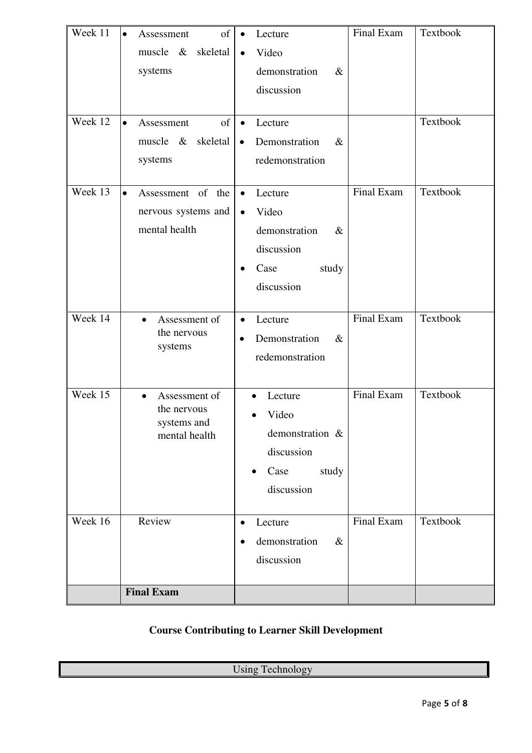| Week 11 | • Assessment of muscle & skeletal systems | • Lecture<br>• Video demonstration & discussion | Final Exam | Textbook |
|---|---|---|---|---|
| Week 12 | • Assessment of muscle & skeletal systems | • Lecture<br>• Demonstration & redemonstration | | Textbook |
| Week 13 | • Assessment of the nervous systems and mental health | • Lecture<br>• Video demonstration & discussion<br>• Case study discussion | Final Exam | Textbook |
| Week 14 | • Assessment of the nervous systems | • Lecture<br>• Demonstration & redemonstration | Final Exam | Textbook |
| Week 15 | • Assessment of the nervous systems and mental health | • Lecture<br>• Video demonstration & discussion<br>• Case study discussion | Final Exam | Textbook |
| Week 16 | Review | • Lecture<br>• demonstration & discussion | Final Exam | Textbook |
| | **Final Exam** | | | |

**Course Contributing to Learner Skill Development**

| Using Technology |
|---|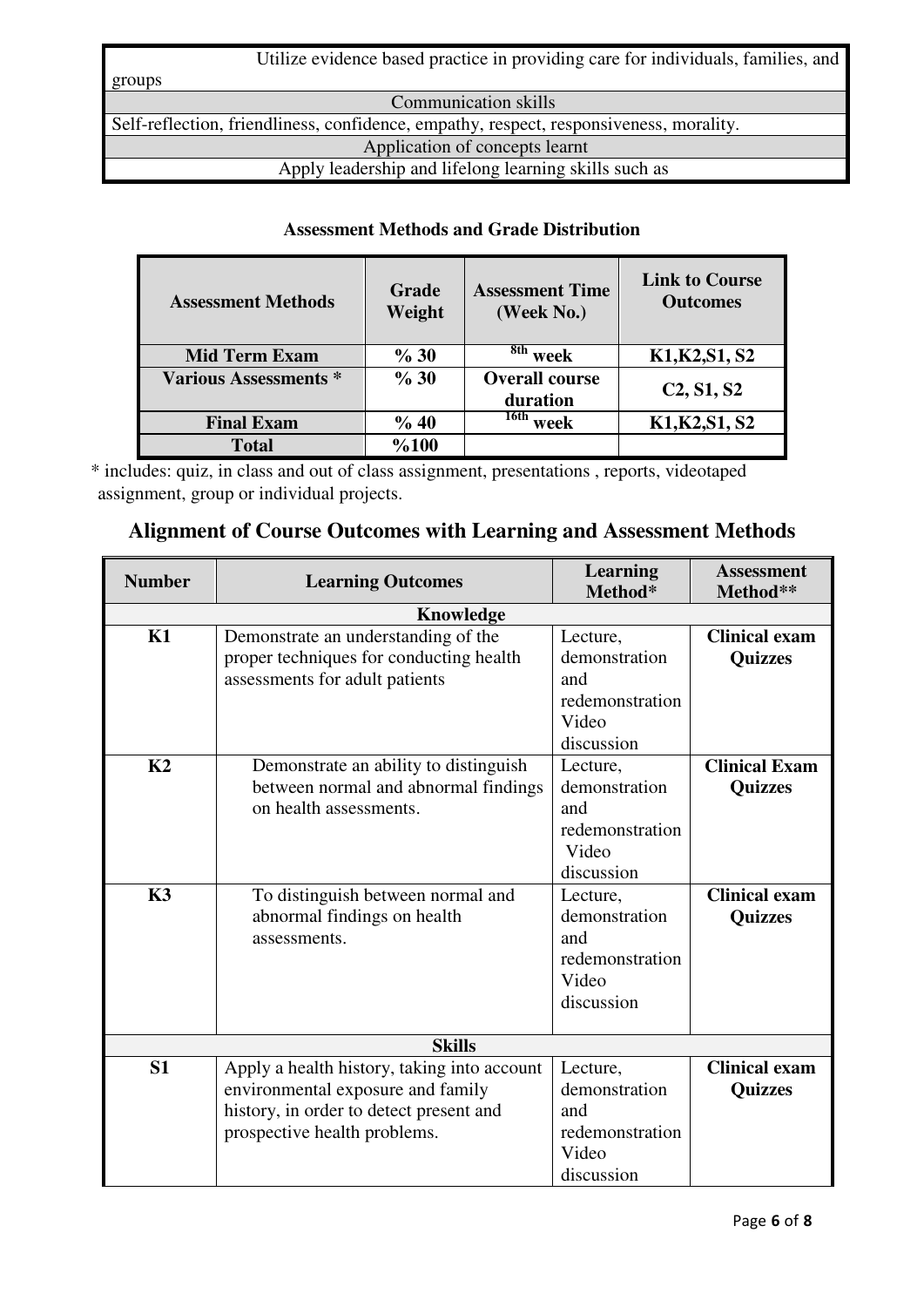| Utilize evidence based practice in providing care for individuals, families, and groups |
|---|
| Communication skills |
| Self-reflection, friendliness, confidence, empathy, respect, responsiveness, morality. |
| Application of concepts learnt |
| Apply leadership and lifelong learning skills such as |

**Assessment Methods and Grade Distribution**

| Assessment Methods | Grade Weight | Assessment Time (Week No.) | Link to Course Outcomes |
|---|---|---|---|
| **Mid Term Exam** | **% 30** | **8th week** | **K1,K2,S1, S2** |
| **Various Assessments *** | **% 30** | **Overall course duration** | **C2, S1, S2** |
| **Final Exam** | **% 40** | **16th week** | **K1,K2,S1, S2** |
| **Total** | **%100** | | |

* includes: quiz, in class and out of class assignment, presentations , reports, videotaped assignment, group or individual projects.

## Alignment of Course Outcomes with Learning and Assessment Methods

| Number | Learning Outcomes | Learning Method* | Assessment Method** |
|---|---|---|---|
| | **Knowledge** | | |
| **K1** | Demonstrate an understanding of the proper techniques for conducting health assessments for adult patients | Lecture, demonstration and redemonstration Video discussion | **Clinical exam Quizzes** |
| **K2** | Demonstrate an ability to distinguish between normal and abnormal findings on health assessments. | Lecture, demonstration and redemonstration Video discussion | **Clinical Exam Quizzes** |
| **K3** | To distinguish between normal and abnormal findings on health assessments. | Lecture, demonstration and redemonstration Video discussion | **Clinical exam Quizzes** |
| | **Skills** | | |
| **S1** | Apply a health history, taking into account environmental exposure and family history, in order to detect present and prospective health problems. | Lecture, demonstration and redemonstration Video discussion | **Clinical exam Quizzes** |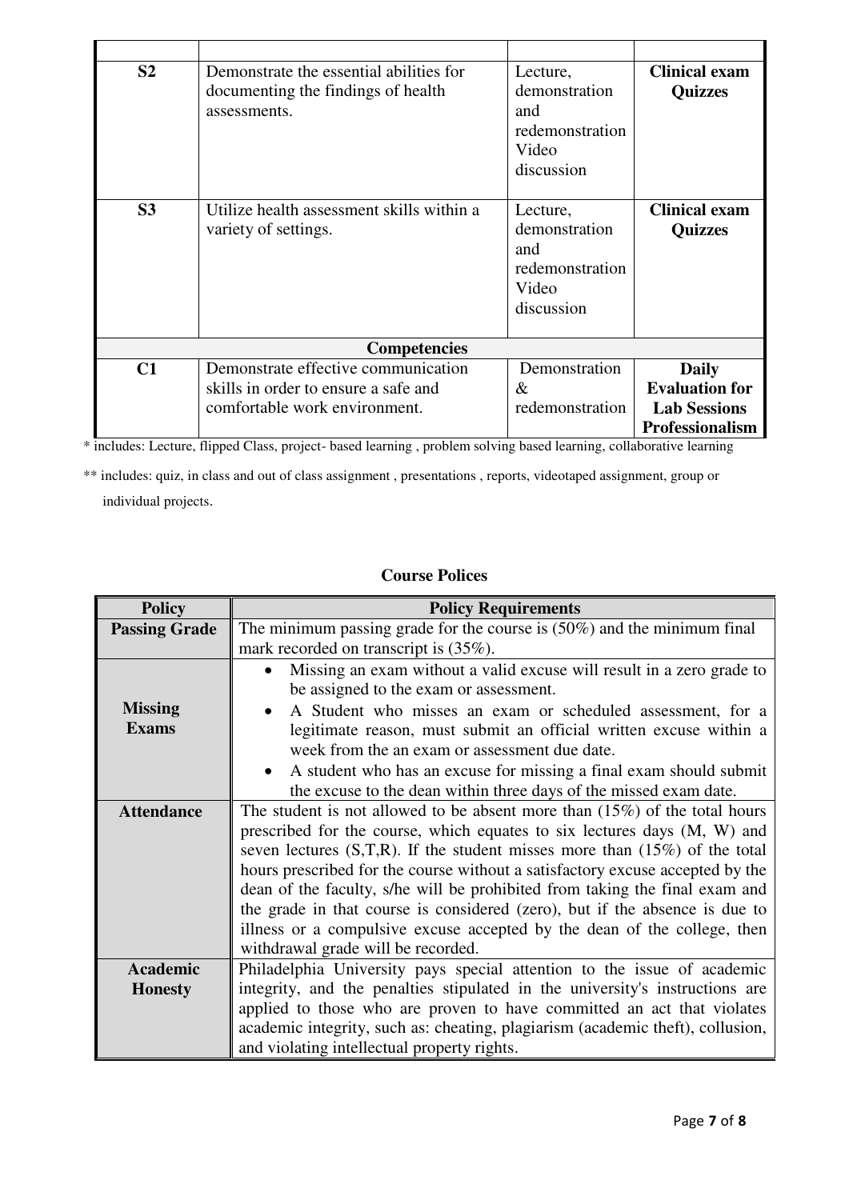| | | | |
|---|---|---|---|
| **S2** | Demonstrate the essential abilities for documenting the findings of health assessments. | Lecture, demonstration and redemonstration Video discussion | **Clinical exam Quizzes** |
| **S3** | Utilize health assessment skills within a variety of settings. | Lecture, demonstration and redemonstration Video discussion | **Clinical exam Quizzes** |
| | **Competencies** | | |
| **C1** | Demonstrate effective communication skills in order to ensure a safe and comfortable work environment. | Demonstration & redemonstration | **Daily Evaluation for Lab Sessions Professionalism** |

* includes: Lecture, flipped Class, project- based learning , problem solving based learning, collaborative learning

** includes: quiz, in class and out of class assignment , presentations , reports, videotaped assignment, group or individual projects.

## Course Polices

| Policy | Policy Requirements |
|---|---|
| **Passing Grade** | The minimum passing grade for the course is (50%) and the minimum final mark recorded on transcript is (35%). |
| **Missing Exams** | • Missing an exam without a valid excuse will result in a zero grade to be assigned to the exam or assessment.<br>• A Student who misses an exam or scheduled assessment, for a legitimate reason, must submit an official written excuse within a week from the an exam or assessment due date.<br>• A student who has an excuse for missing a final exam should submit the excuse to the dean within three days of the missed exam date. |
| **Attendance** | The student is not allowed to be absent more than (15%) of the total hours prescribed for the course, which equates to six lectures days (M, W) and seven lectures (S,T,R). If the student misses more than (15%) of the total hours prescribed for the course without a satisfactory excuse accepted by the dean of the faculty, s/he will be prohibited from taking the final exam and the grade in that course is considered (zero), but if the absence is due to illness or a compulsive excuse accepted by the dean of the college, then withdrawal grade will be recorded. |
| **Academic Honesty** | Philadelphia University pays special attention to the issue of academic integrity, and the penalties stipulated in the university's instructions are applied to those who are proven to have committed an act that violates academic integrity, such as: cheating, plagiarism (academic theft), collusion, and violating intellectual property rights. |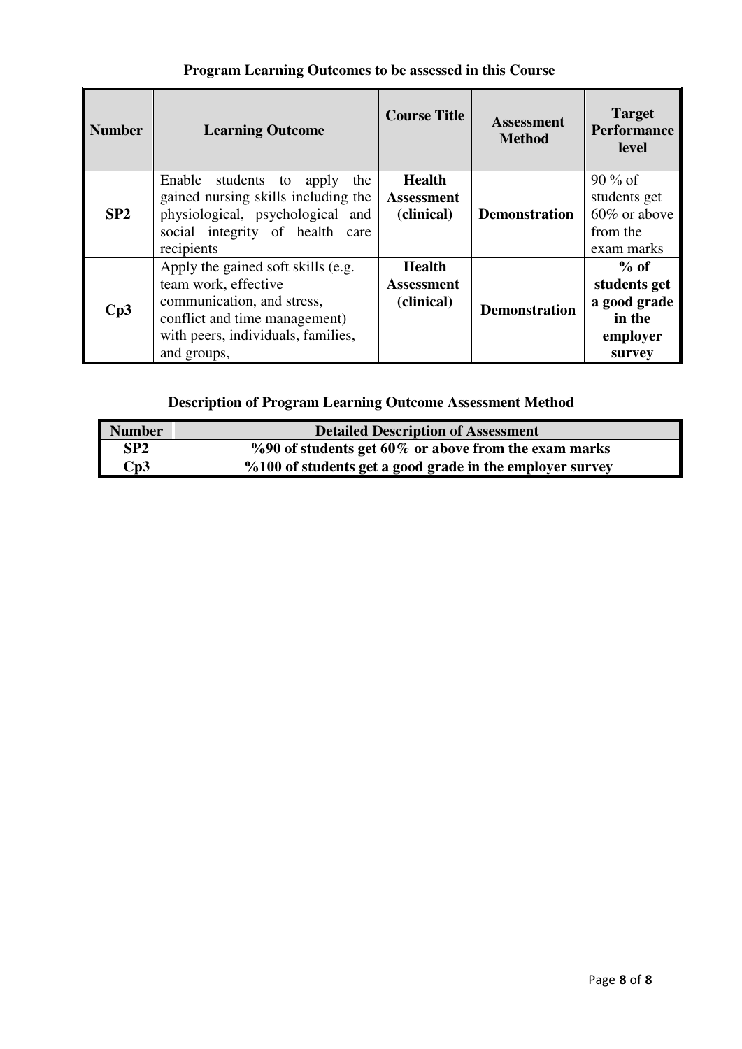**Program Learning Outcomes to be assessed in this Course**

| Number | Learning Outcome | Course Title | Assessment Method | Target Performance level |
|---|---|---|---|---|
| **SP2** | Enable students to apply the gained nursing skills including the physiological, psychological and social integrity of health care recipients | **Health Assessment (clinical)** | **Demonstration** | 90 % of students get 60% or above from the exam marks |
| **Cp3** | Apply the gained soft skills (e.g. team work, effective communication, and stress, conflict and time management) with peers, individuals, families, and groups, | **Health Assessment (clinical)** | **Demonstration** | **% of students get a good grade in the employer survey** |

**Description of Program Learning Outcome Assessment Method**

| Number | Detailed Description of Assessment |
|---|---|
| **SP2** | **%90 of students get 60% or above from the exam marks** |
| **Cp3** | **%100 of students get a good grade in the employer survey** |